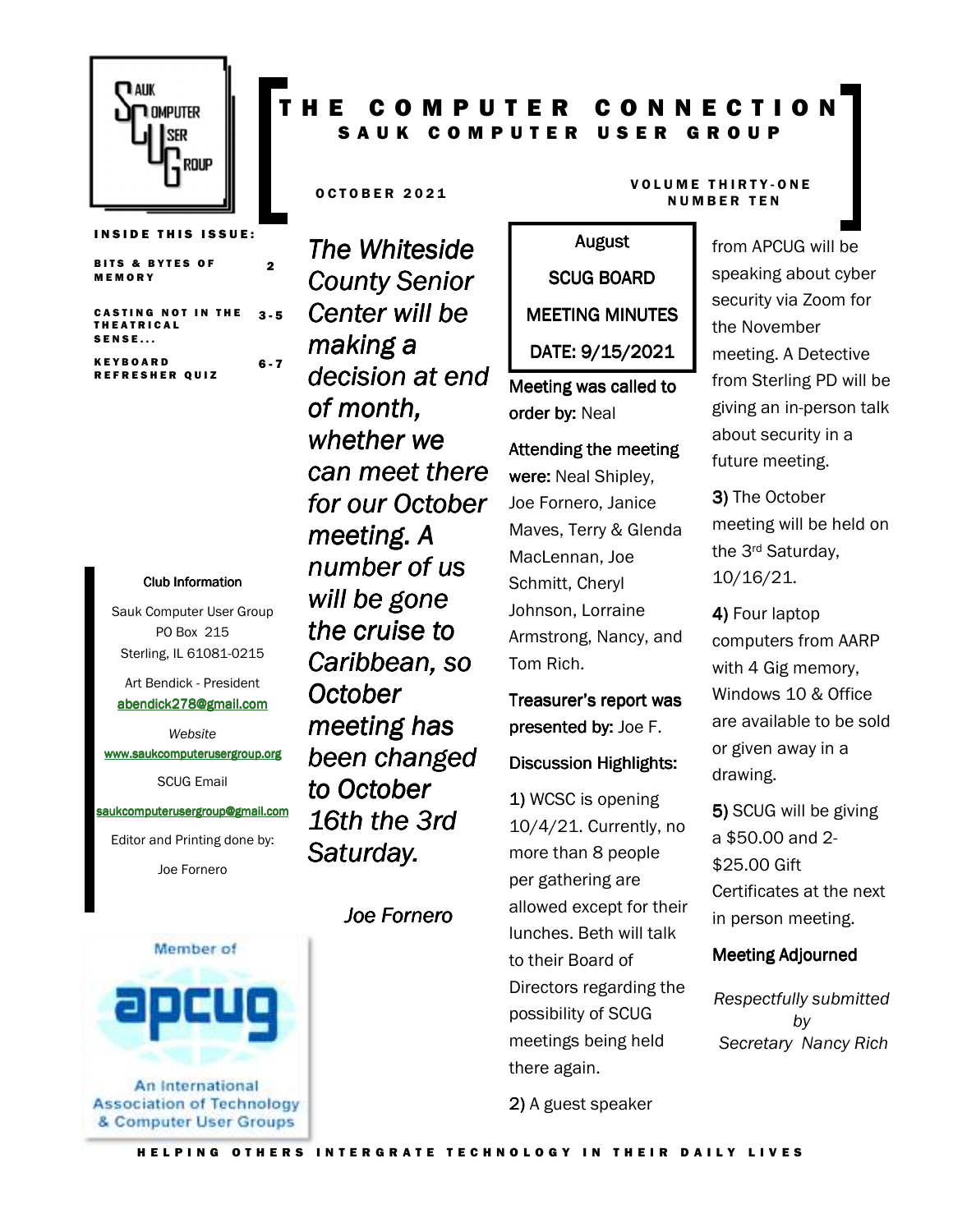# THE COMPUTER CONNECTION

## SAUK COMPUTER USER GROUP

OCTOBER 2021

VOLUME THIRTY-ONE NUMBER TEN

**INSIDE THIS ISSUE:**

| | |
|---|---|
| BITS & BYTES OF MEMORY | 2 |
| CASTING NOT IN THE THEATRICAL SENSE... | 3-5 |
| KEYBOARD REFRESHER QUIZ | 6-7 |

**Club Information**

Sauk Computer User Group
PO Box 215
Sterling, IL 61081-0215

Art Bendick - President
abendick278@gmail.com

*Website*
www.saukcomputerusergroup.org

SCUG Email
saukcomputerusergroup@gmail.com

Editor and Printing done by:

Joe Fornero

Member of apcug — An International Association of Technology & Computer User Groups

*The Whiteside County Senior Center will be making a decision at end of month, whether we can meet there for our October meeting. A number of us will be gone the cruise to Caribbean, so October meeting has been changed to October 16th the 3rd Saturday.*

*Joe Fornero*

**August SCUG BOARD MEETING MINUTES**

**DATE: 9/15/2021**

**Meeting was called to order by:** Neal

**Attending the meeting were:** Neal Shipley, Joe Fornero, Janice Maves, Terry & Glenda MacLennan, Joe Schmitt, Cheryl Johnson, Lorraine Armstrong, Nancy, and Tom Rich.

**Treasurer's report was presented by:** Joe F.

**Discussion Highlights:**

**1)** WCSC is opening 10/4/21. Currently, no more than 8 people per gathering are allowed except for their lunches. Beth will talk to their Board of Directors regarding the possibility of SCUG meetings being held there again.

**2)** A guest speaker from APCUG will be speaking about cyber security via Zoom for the November meeting. A Detective from Sterling PD will be giving an in-person talk about security in a future meeting.

**3)** The October meeting will be held on the 3rd Saturday, 10/16/21.

**4)** Four laptop computers from AARP with 4 Gig memory, Windows 10 & Office are available to be sold or given away in a drawing.

**5)** SCUG will be giving a $50.00 and 2- $25.00 Gift Certificates at the next in person meeting.

**Meeting Adjourned**

*Respectfully submitted by Secretary Nancy Rich*

HELPING OTHERS INTERGRATE TECHNOLOGY IN THEIR DAILY LIVES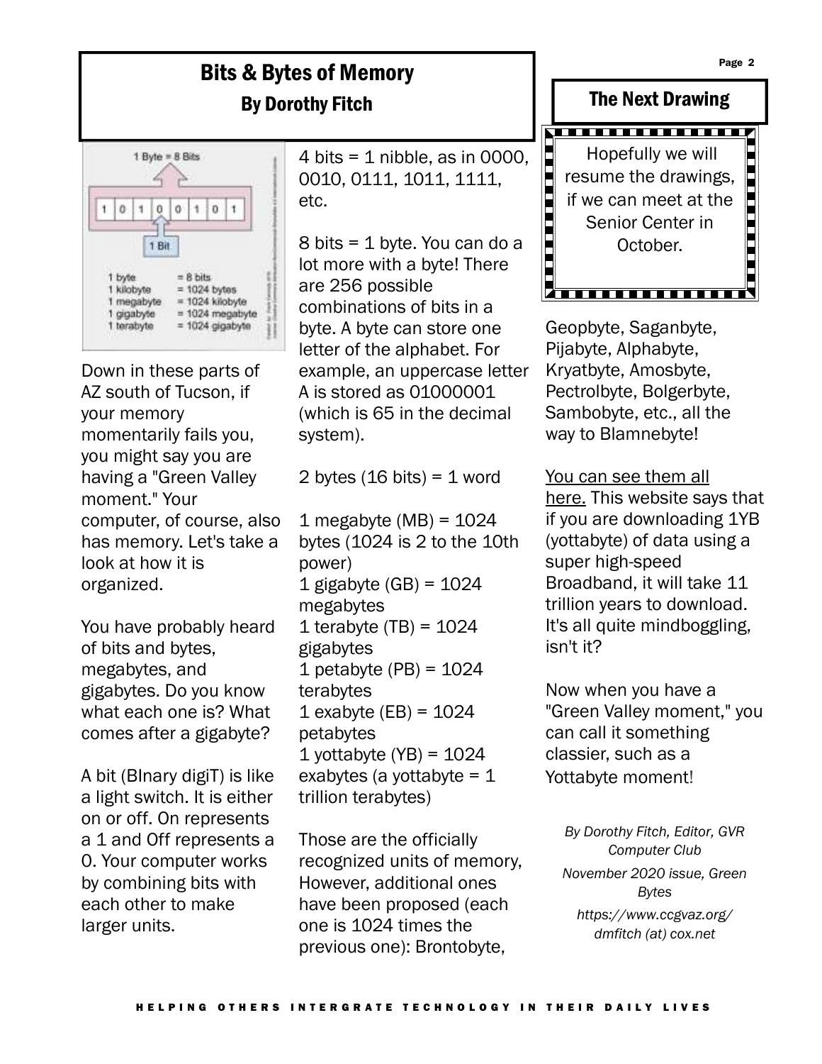# Bits & Bytes of Memory

## By Dorothy Fitch

Down in these parts of AZ south of Tucson, if your memory momentarily fails you, you might say you are having a "Green Valley moment." Your computer, of course, also has memory. Let's take a look at how it is organized.

You have probably heard of bits and bytes, megabytes, and gigabytes. Do you know what each one is? What comes after a gigabyte?

A bit (BInary digiT) is like a light switch. It is either on or off. On represents a 1 and Off represents a 0. Your computer works by combining bits with each other to make larger units.

4 bits = 1 nibble, as in 0000, 0010, 0111, 1011, 1111, etc.

8 bits = 1 byte. You can do a lot more with a byte! There are 256 possible combinations of bits in a byte. A byte can store one letter of the alphabet. For example, an uppercase letter A is stored as 01000001 (which is 65 in the decimal system).

2 bytes (16 bits) = 1 word

1 megabyte (MB) = 1024 bytes (1024 is 2 to the 10th power)
1 gigabyte (GB) = 1024 megabytes
1 terabyte (TB) = 1024 gigabytes
1 petabyte (PB) = 1024 terabytes
1 exabyte (EB) = 1024 petabytes
1 yottabyte (YB) = 1024 exabytes (a yottabyte = 1 trillion terabytes)

Those are the officially recognized units of memory, However, additional ones have been proposed (each one is 1024 times the previous one): Brontobyte, Geopbyte, Saganbyte, Pijabyte, Alphabyte, Kryatbyte, Amosbyte, Pectrolbyte, Bolgerbyte, Sambobyte, etc., all the way to Blamnebyte!

You can see them all here. This website says that if you are downloading 1YB (yottabyte) of data using a super high-speed Broadband, it will take 11 trillion years to download. It's all quite mindboggling, isn't it?

Now when you have a "Green Valley moment," you can call it something classier, such as a Yottabyte moment!

*By Dorothy Fitch, Editor, GVR Computer Club*

*November 2020 issue, Green Bytes*

*https://www.ccgvaz.org/*

*dmfitch (at) cox.net*

## The Next Drawing

Hopefully we will resume the drawings, if we can meet at the Senior Center in October.

HELPING OTHERS INTERGRATE TECHNOLOGY IN THEIR DAILY LIVES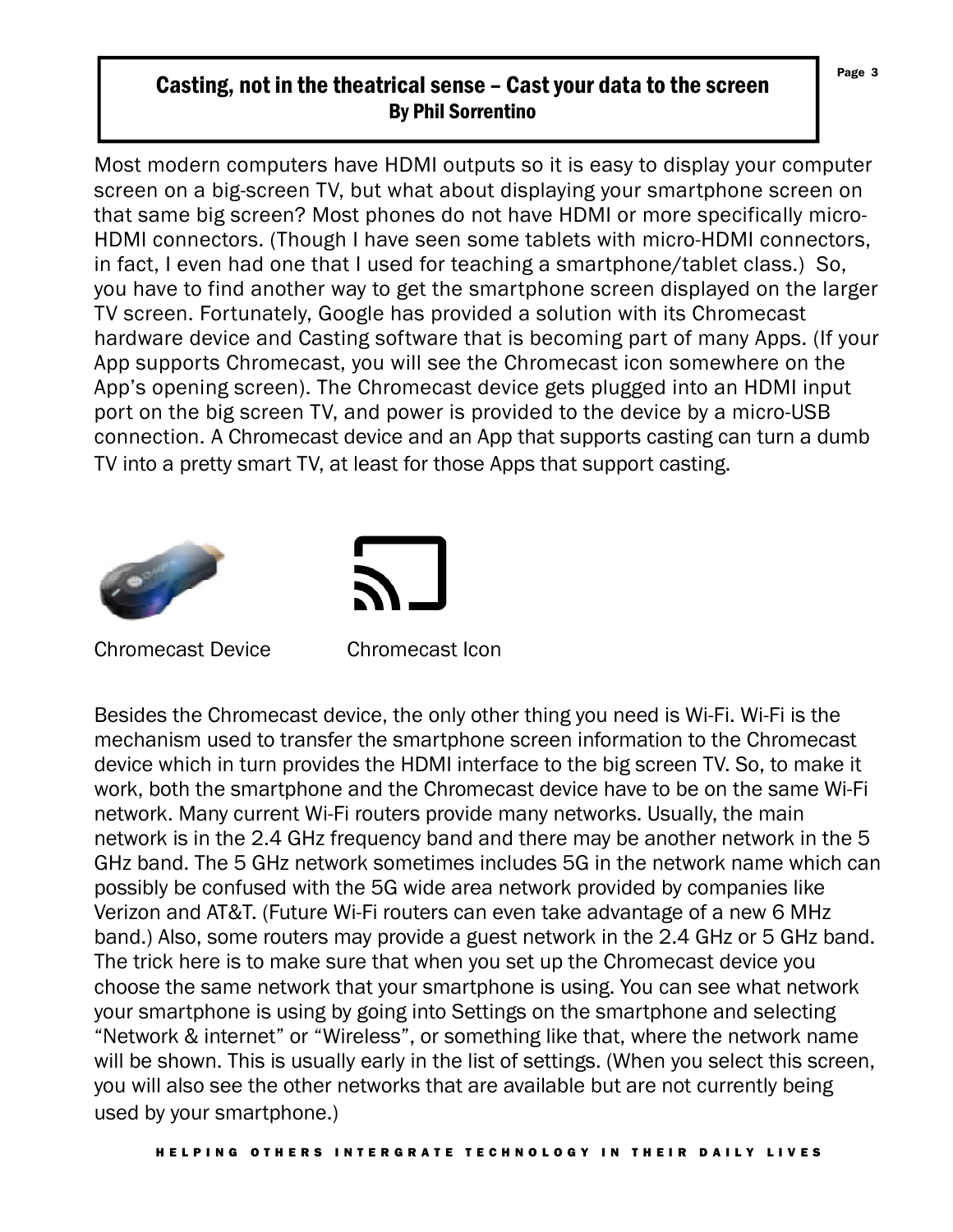## Casting, not in the theatrical sense – Cast your data to the screen

**By Phil Sorrentino**

Most modern computers have HDMI outputs so it is easy to display your computer screen on a big-screen TV, but what about displaying your smartphone screen on that same big screen? Most phones do not have HDMI or more specifically micro-HDMI connectors. (Though I have seen some tablets with micro-HDMI connectors, in fact, I even had one that I used for teaching a smartphone/tablet class.) So, you have to find another way to get the smartphone screen displayed on the larger TV screen. Fortunately, Google has provided a solution with its Chromecast hardware device and Casting software that is becoming part of many Apps. (If your App supports Chromecast, you will see the Chromecast icon somewhere on the App's opening screen). The Chromecast device gets plugged into an HDMI input port on the big screen TV, and power is provided to the device by a micro-USB connection. A Chromecast device and an App that supports casting can turn a dumb TV into a pretty smart TV, at least for those Apps that support casting.

Chromecast Device

Chromecast Icon

Besides the Chromecast device, the only other thing you need is Wi-Fi. Wi-Fi is the mechanism used to transfer the smartphone screen information to the Chromecast device which in turn provides the HDMI interface to the big screen TV. So, to make it work, both the smartphone and the Chromecast device have to be on the same Wi-Fi network. Many current Wi-Fi routers provide many networks. Usually, the main network is in the 2.4 GHz frequency band and there may be another network in the 5 GHz band. The 5 GHz network sometimes includes 5G in the network name which can possibly be confused with the 5G wide area network provided by companies like Verizon and AT&T. (Future Wi-Fi routers can even take advantage of a new 6 MHz band.) Also, some routers may provide a guest network in the 2.4 GHz or 5 GHz band. The trick here is to make sure that when you set up the Chromecast device you choose the same network that your smartphone is using. You can see what network your smartphone is using by going into Settings on the smartphone and selecting "Network & internet" or "Wireless", or something like that, where the network name will be shown. This is usually early in the list of settings. (When you select this screen, you will also see the other networks that are available but are not currently being used by your smartphone.)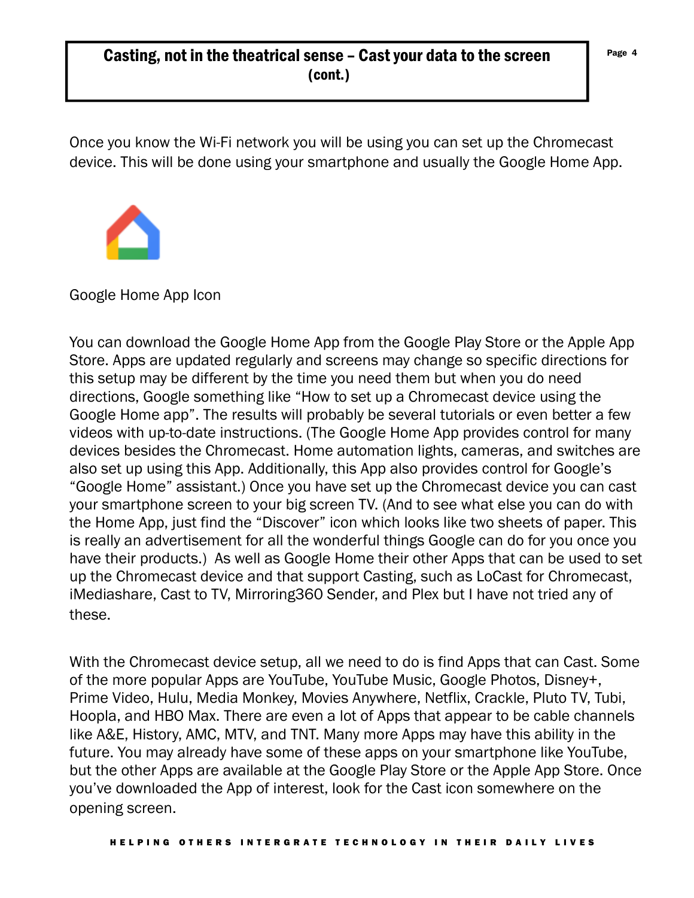## Casting, not in the theatrical sense – Cast your data to the screen (cont.)

Once you know the Wi-Fi network you will be using you can set up the Chromecast device. This will be done using your smartphone and usually the Google Home App.

Google Home App Icon

You can download the Google Home App from the Google Play Store or the Apple App Store. Apps are updated regularly and screens may change so specific directions for this setup may be different by the time you need them but when you do need directions, Google something like "How to set up a Chromecast device using the Google Home app". The results will probably be several tutorials or even better a few videos with up-to-date instructions. (The Google Home App provides control for many devices besides the Chromecast. Home automation lights, cameras, and switches are also set up using this App. Additionally, this App also provides control for Google's "Google Home" assistant.) Once you have set up the Chromecast device you can cast your smartphone screen to your big screen TV. (And to see what else you can do with the Home App, just find the "Discover" icon which looks like two sheets of paper. This is really an advertisement for all the wonderful things Google can do for you once you have their products.) As well as Google Home their other Apps that can be used to set up the Chromecast device and that support Casting, such as LoCast for Chromecast, iMediashare, Cast to TV, Mirroring360 Sender, and Plex but I have not tried any of these.

With the Chromecast device setup, all we need to do is find Apps that can Cast. Some of the more popular Apps are YouTube, YouTube Music, Google Photos, Disney+, Prime Video, Hulu, Media Monkey, Movies Anywhere, Netflix, Crackle, Pluto TV, Tubi, Hoopla, and HBO Max. There are even a lot of Apps that appear to be cable channels like A&E, History, AMC, MTV, and TNT. Many more Apps may have this ability in the future. You may already have some of these apps on your smartphone like YouTube, but the other Apps are available at the Google Play Store or the Apple App Store. Once you've downloaded the App of interest, look for the Cast icon somewhere on the opening screen.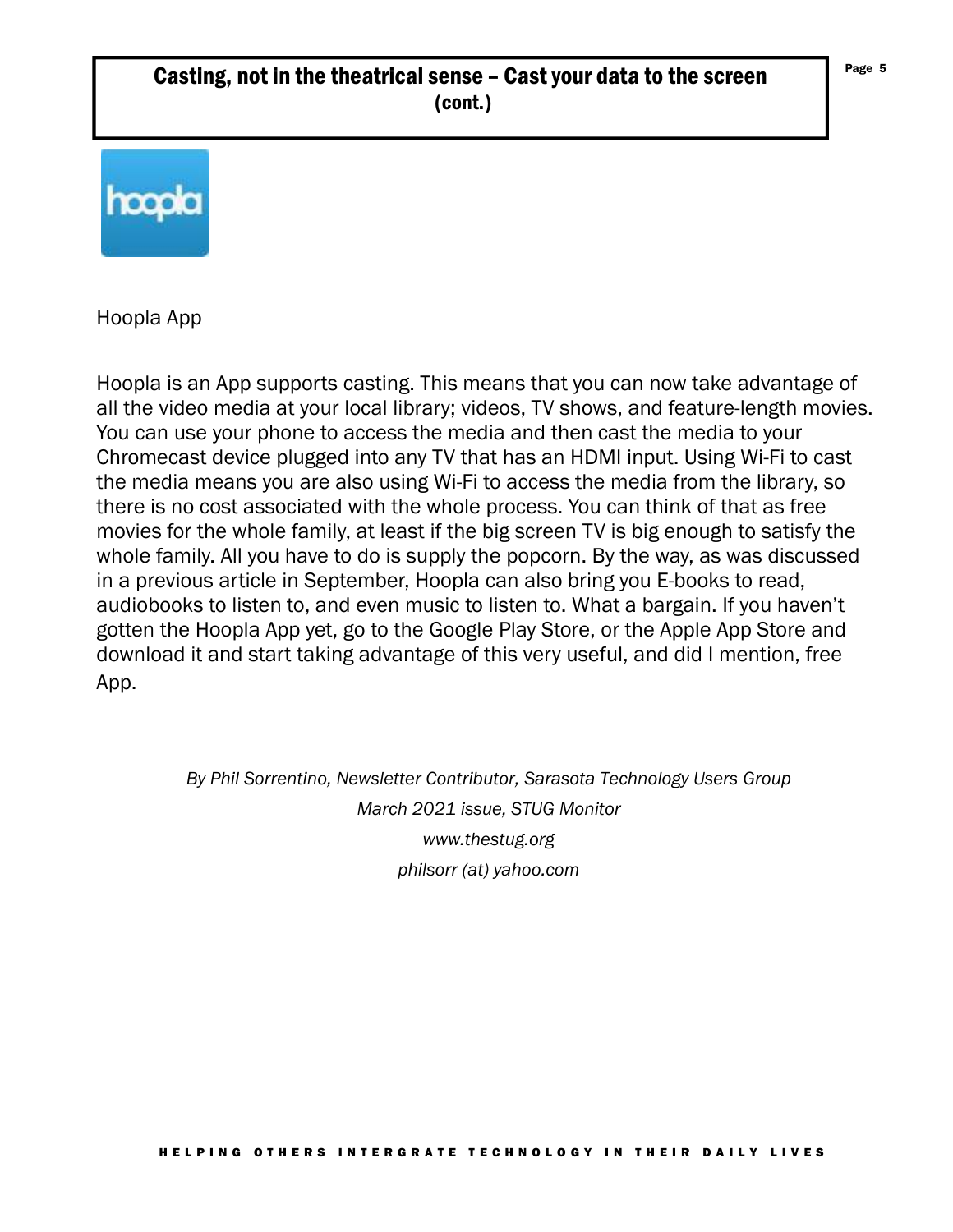# Casting, not in the theatrical sense – Cast your data to the screen (cont.)

Hoopla App

Hoopla is an App supports casting. This means that you can now take advantage of all the video media at your local library; videos, TV shows, and feature-length movies. You can use your phone to access the media and then cast the media to your Chromecast device plugged into any TV that has an HDMI input. Using Wi-Fi to cast the media means you are also using Wi-Fi to access the media from the library, so there is no cost associated with the whole process. You can think of that as free movies for the whole family, at least if the big screen TV is big enough to satisfy the whole family. All you have to do is supply the popcorn. By the way, as was discussed in a previous article in September, Hoopla can also bring you E-books to read, audiobooks to listen to, and even music to listen to. What a bargain. If you haven't gotten the Hoopla App yet, go to the Google Play Store, or the Apple App Store and download it and start taking advantage of this very useful, and did I mention, free App.

*By Phil Sorrentino, Newsletter Contributor, Sarasota Technology Users Group*
*March 2021 issue, STUG Monitor*
*www.thestug.org*
*philsorr (at) yahoo.com*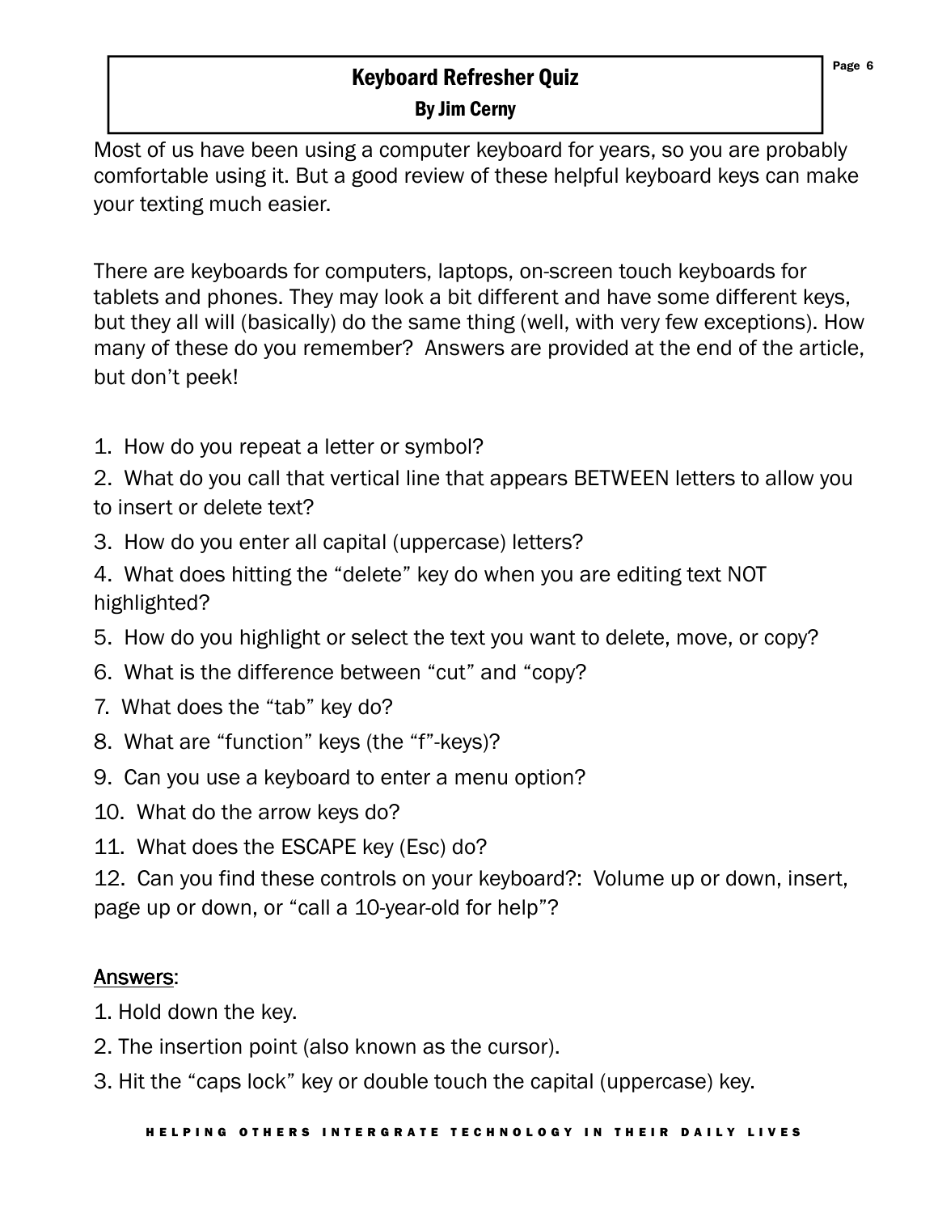# Keyboard Refresher Quiz

**By Jim Cerny**

Most of us have been using a computer keyboard for years, so you are probably comfortable using it. But a good review of these helpful keyboard keys can make your texting much easier.

There are keyboards for computers, laptops, on-screen touch keyboards for tablets and phones. They may look a bit different and have some different keys, but they all will (basically) do the same thing (well, with very few exceptions). How many of these do you remember? Answers are provided at the end of the article, but don't peek!

1. How do you repeat a letter or symbol?
2. What do you call that vertical line that appears BETWEEN letters to allow you to insert or delete text?
3. How do you enter all capital (uppercase) letters?
4. What does hitting the "delete" key do when you are editing text NOT highlighted?
5. How do you highlight or select the text you want to delete, move, or copy?
6. What is the difference between "cut" and "copy?
7. What does the "tab" key do?
8. What are "function" keys (the "f"-keys)?
9. Can you use a keyboard to enter a menu option?
10. What do the arrow keys do?
11. What does the ESCAPE key (Esc) do?
12. Can you find these controls on your keyboard?: Volume up or down, insert, page up or down, or "call a 10-year-old for help"?

<u>Answers</u>:

1. Hold down the key.
2. The insertion point (also known as the cursor).
3. Hit the "caps lock" key or double touch the capital (uppercase) key.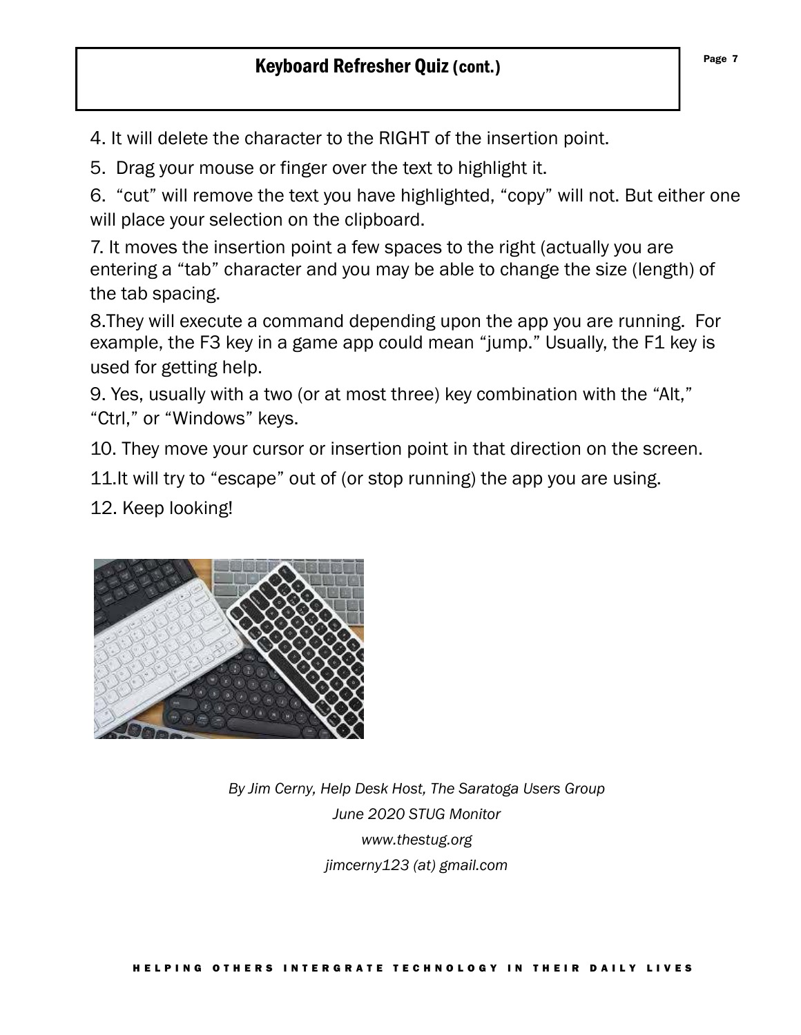## Keyboard Refresher Quiz (cont.)

4. It will delete the character to the RIGHT of the insertion point.

5. Drag your mouse or finger over the text to highlight it.

6. "cut" will remove the text you have highlighted, "copy" will not. But either one will place your selection on the clipboard.

7. It moves the insertion point a few spaces to the right (actually you are entering a "tab" character and you may be able to change the size (length) of the tab spacing.

8.They will execute a command depending upon the app you are running. For example, the F3 key in a game app could mean "jump." Usually, the F1 key is used for getting help.

9. Yes, usually with a two (or at most three) key combination with the "Alt," "Ctrl," or "Windows" keys.

10. They move your cursor or insertion point in that direction on the screen.

11.It will try to "escape" out of (or stop running) the app you are using.

12. Keep looking!

*By Jim Cerny, Help Desk Host, The Saratoga Users Group*

*June 2020 STUG Monitor*

*www.thestug.org*

*jimcerny123 (at) gmail.com*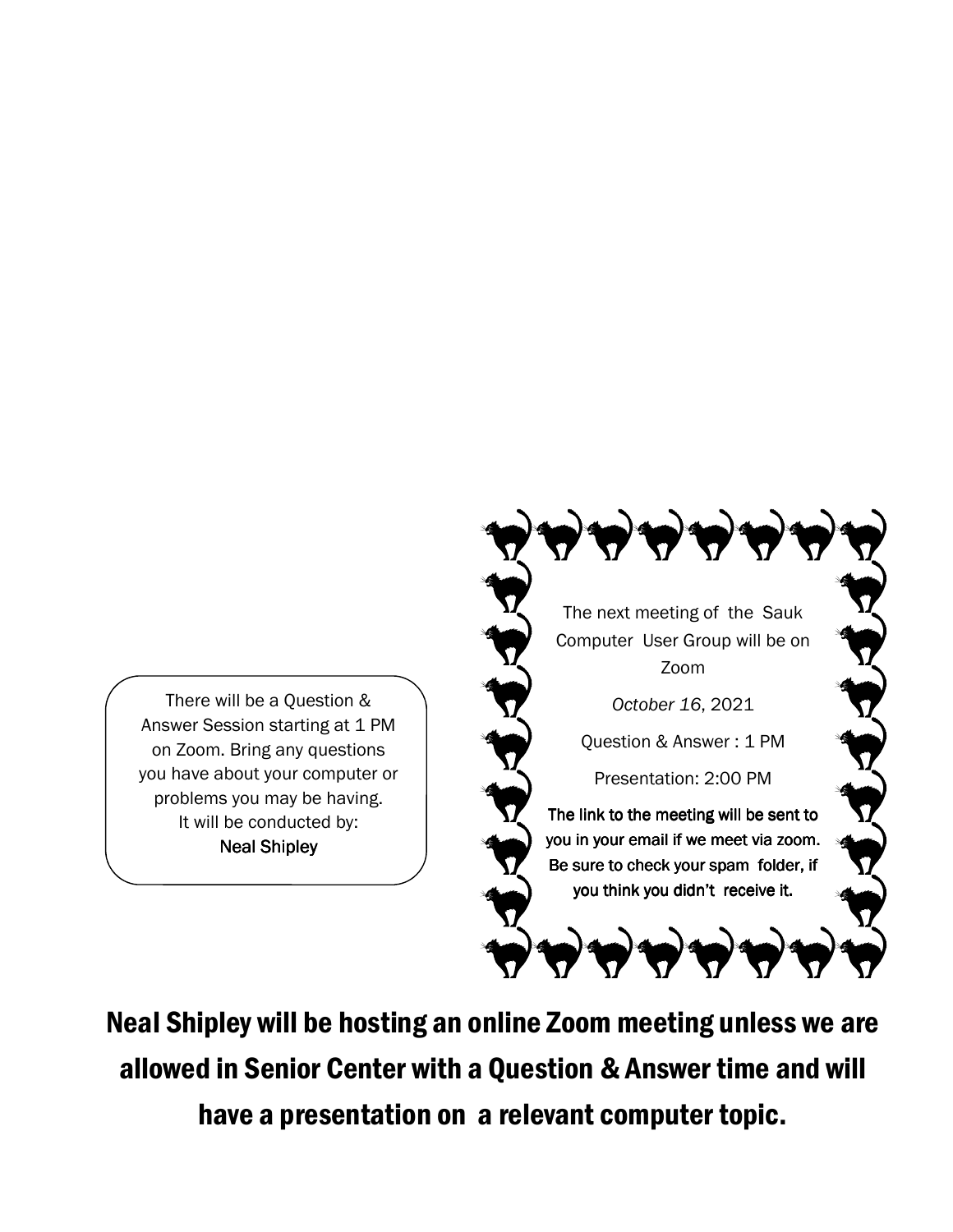There will be a Question & Answer Session starting at 1 PM on Zoom. Bring any questions you have about your computer or problems you may be having.
It will be conducted by:
Neal Shipley

The next meeting of the Sauk Computer User Group will be on Zoom

*October 16*, 2021

Question & Answer : 1 PM

Presentation: 2:00 PM

**The link to the meeting will be sent to you in your email if we meet via zoom. Be sure to check your spam folder, if you think you didn't receive it.**

**Neal Shipley will be hosting an online Zoom meeting unless we are allowed in Senior Center with a Question & Answer time and will have a presentation on a relevant computer topic.**